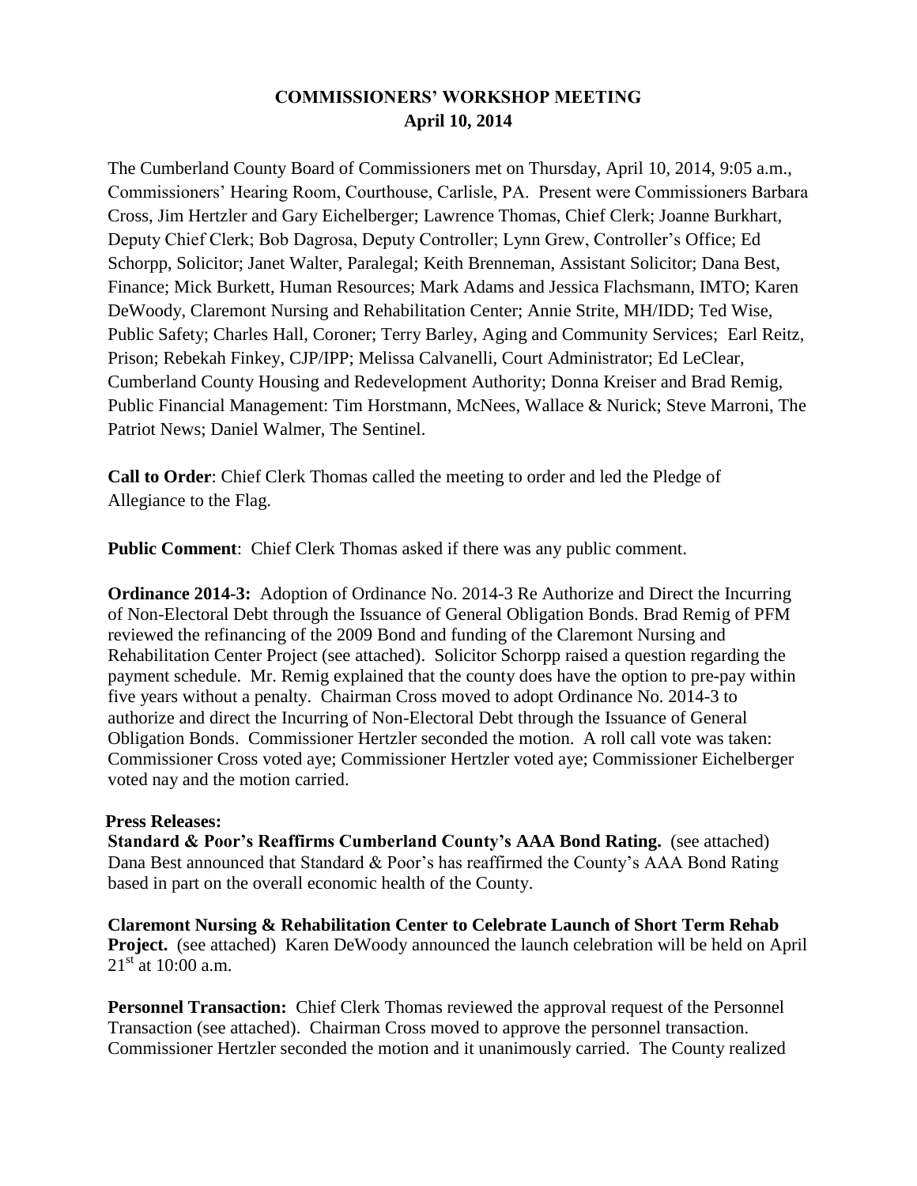# COMMISSIONERS' WORKSHOP MEETING
## April 10, 2014

The Cumberland County Board of Commissioners met on Thursday, April 10, 2014, 9:05 a.m., Commissioners' Hearing Room, Courthouse, Carlisle, PA. Present were Commissioners Barbara Cross, Jim Hertzler and Gary Eichelberger; Lawrence Thomas, Chief Clerk; Joanne Burkhart, Deputy Chief Clerk; Bob Dagrosa, Deputy Controller; Lynn Grew, Controller's Office; Ed Schorpp, Solicitor; Janet Walter, Paralegal; Keith Brenneman, Assistant Solicitor; Dana Best, Finance; Mick Burkett, Human Resources; Mark Adams and Jessica Flachsmann, IMTO; Karen DeWoody, Claremont Nursing and Rehabilitation Center; Annie Strite, MH/IDD; Ted Wise, Public Safety; Charles Hall, Coroner; Terry Barley, Aging and Community Services; Earl Reitz, Prison; Rebekah Finkey, CJP/IPP; Melissa Calvanelli, Court Administrator; Ed LeClear, Cumberland County Housing and Redevelopment Authority; Donna Kreiser and Brad Remig, Public Financial Management: Tim Horstmann, McNees, Wallace & Nurick; Steve Marroni, The Patriot News; Daniel Walmer, The Sentinel.

**Call to Order**: Chief Clerk Thomas called the meeting to order and led the Pledge of Allegiance to the Flag.

**Public Comment**: Chief Clerk Thomas asked if there was any public comment.

**Ordinance 2014-3:** Adoption of Ordinance No. 2014-3 Re Authorize and Direct the Incurring of Non-Electoral Debt through the Issuance of General Obligation Bonds. Brad Remig of PFM reviewed the refinancing of the 2009 Bond and funding of the Claremont Nursing and Rehabilitation Center Project (see attached). Solicitor Schorpp raised a question regarding the payment schedule. Mr. Remig explained that the county does have the option to pre-pay within five years without a penalty. Chairman Cross moved to adopt Ordinance No. 2014-3 to authorize and direct the Incurring of Non-Electoral Debt through the Issuance of General Obligation Bonds. Commissioner Hertzler seconded the motion. A roll call vote was taken: Commissioner Cross voted aye; Commissioner Hertzler voted aye; Commissioner Eichelberger voted nay and the motion carried.

**Press Releases:**

**Standard & Poor's Reaffirms Cumberland County's AAA Bond Rating.** (see attached) Dana Best announced that Standard & Poor's has reaffirmed the County's AAA Bond Rating based in part on the overall economic health of the County.

**Claremont Nursing & Rehabilitation Center to Celebrate Launch of Short Term Rehab Project.** (see attached) Karen DeWoody announced the launch celebration will be held on April 21st at 10:00 a.m.

**Personnel Transaction:** Chief Clerk Thomas reviewed the approval request of the Personnel Transaction (see attached). Chairman Cross moved to approve the personnel transaction. Commissioner Hertzler seconded the motion and it unanimously carried. The County realized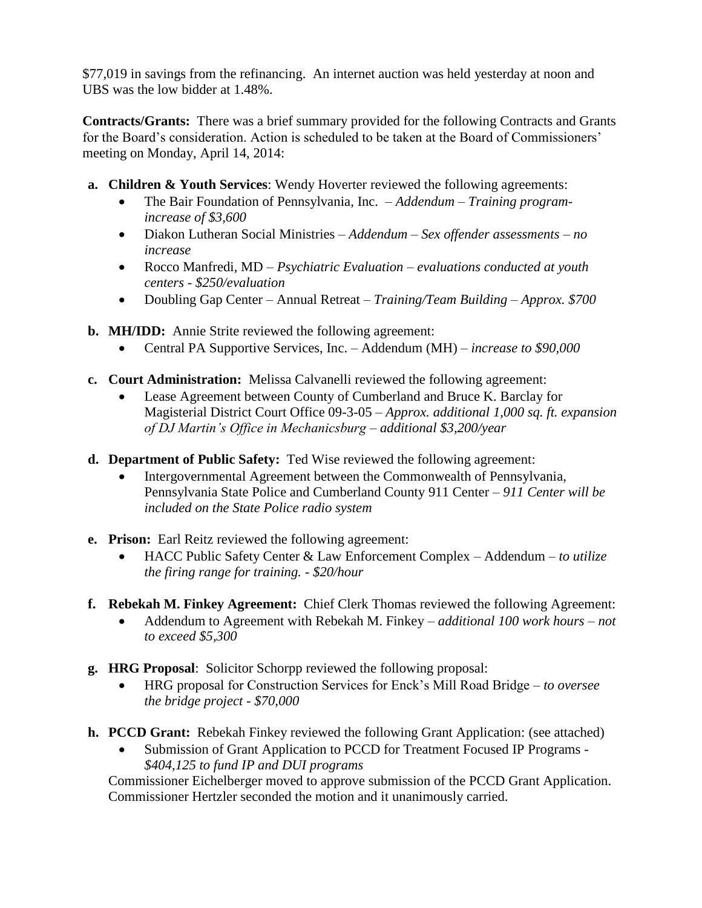$77,019 in savings from the refinancing. An internet auction was held yesterday at noon and UBS was the low bidder at 1.48%.

**Contracts/Grants:** There was a brief summary provided for the following Contracts and Grants for the Board's consideration. Action is scheduled to be taken at the Board of Commissioners' meeting on Monday, April 14, 2014:

- **a. Children & Youth Services**: Wendy Hoverter reviewed the following agreements:
  - The Bair Foundation of Pennsylvania, Inc. – *Addendum – Training program- increase of $3,600*
  - Diakon Lutheran Social Ministries – *Addendum – Sex offender assessments – no increase*
  - Rocco Manfredi, MD – *Psychiatric Evaluation – evaluations conducted at youth centers - $250/evaluation*
  - Doubling Gap Center – Annual Retreat – *Training/Team Building – Approx. $700*
- **b. MH/IDD:** Annie Strite reviewed the following agreement:
  - Central PA Supportive Services, Inc. – Addendum (MH) – *increase to $90,000*
- **c. Court Administration:** Melissa Calvanelli reviewed the following agreement:
  - Lease Agreement between County of Cumberland and Bruce K. Barclay for Magisterial District Court Office 09-3-05 – *Approx. additional 1,000 sq. ft. expansion of DJ Martin's Office in Mechanicsburg – additional $3,200/year*
- **d. Department of Public Safety:** Ted Wise reviewed the following agreement:
  - Intergovernmental Agreement between the Commonwealth of Pennsylvania, Pennsylvania State Police and Cumberland County 911 Center – *911 Center will be included on the State Police radio system*
- **e. Prison:** Earl Reitz reviewed the following agreement:
  - HACC Public Safety Center & Law Enforcement Complex – Addendum – *to utilize the firing range for training. - $20/hour*
- **f. Rebekah M. Finkey Agreement:** Chief Clerk Thomas reviewed the following Agreement:
  - Addendum to Agreement with Rebekah M. Finkey – *additional 100 work hours – not to exceed $5,300*
- **g. HRG Proposal**: Solicitor Schorpp reviewed the following proposal:
  - HRG proposal for Construction Services for Enck's Mill Road Bridge – *to oversee the bridge project - $70,000*
- **h. PCCD Grant:** Rebekah Finkey reviewed the following Grant Application: (see attached)
  - Submission of Grant Application to PCCD for Treatment Focused IP Programs - *$404,125 to fund IP and DUI programs*

  Commissioner Eichelberger moved to approve submission of the PCCD Grant Application. Commissioner Hertzler seconded the motion and it unanimously carried.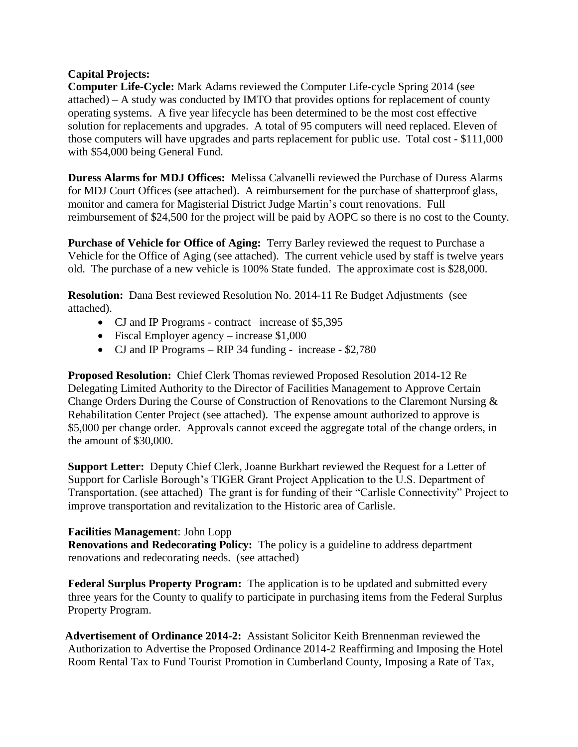**Capital Projects:**

**Computer Life-Cycle:** Mark Adams reviewed the Computer Life-cycle Spring 2014 (see attached) – A study was conducted by IMTO that provides options for replacement of county operating systems. A five year lifecycle has been determined to be the most cost effective solution for replacements and upgrades. A total of 95 computers will need replaced. Eleven of those computers will have upgrades and parts replacement for public use. Total cost - $111,000 with $54,000 being General Fund.

**Duress Alarms for MDJ Offices:** Melissa Calvanelli reviewed the Purchase of Duress Alarms for MDJ Court Offices (see attached). A reimbursement for the purchase of shatterproof glass, monitor and camera for Magisterial District Judge Martin's court renovations. Full reimbursement of $24,500 for the project will be paid by AOPC so there is no cost to the County.

**Purchase of Vehicle for Office of Aging:** Terry Barley reviewed the request to Purchase a Vehicle for the Office of Aging (see attached). The current vehicle used by staff is twelve years old. The purchase of a new vehicle is 100% State funded. The approximate cost is $28,000.

**Resolution:** Dana Best reviewed Resolution No. 2014-11 Re Budget Adjustments (see attached).

- CJ and IP Programs - contract– increase of $5,395
- Fiscal Employer agency – increase $1,000
- CJ and IP Programs – RIP 34 funding - increase - $2,780

**Proposed Resolution:** Chief Clerk Thomas reviewed Proposed Resolution 2014-12 Re Delegating Limited Authority to the Director of Facilities Management to Approve Certain Change Orders During the Course of Construction of Renovations to the Claremont Nursing & Rehabilitation Center Project (see attached). The expense amount authorized to approve is $5,000 per change order. Approvals cannot exceed the aggregate total of the change orders, in the amount of $30,000.

**Support Letter:** Deputy Chief Clerk, Joanne Burkhart reviewed the Request for a Letter of Support for Carlisle Borough's TIGER Grant Project Application to the U.S. Department of Transportation. (see attached) The grant is for funding of their "Carlisle Connectivity" Project to improve transportation and revitalization to the Historic area of Carlisle.

**Facilities Management**: John Lopp

**Renovations and Redecorating Policy:** The policy is a guideline to address department renovations and redecorating needs. (see attached)

**Federal Surplus Property Program:** The application is to be updated and submitted every three years for the County to qualify to participate in purchasing items from the Federal Surplus Property Program.

**Advertisement of Ordinance 2014-2:** Assistant Solicitor Keith Brennenman reviewed the Authorization to Advertise the Proposed Ordinance 2014-2 Reaffirming and Imposing the Hotel Room Rental Tax to Fund Tourist Promotion in Cumberland County, Imposing a Rate of Tax,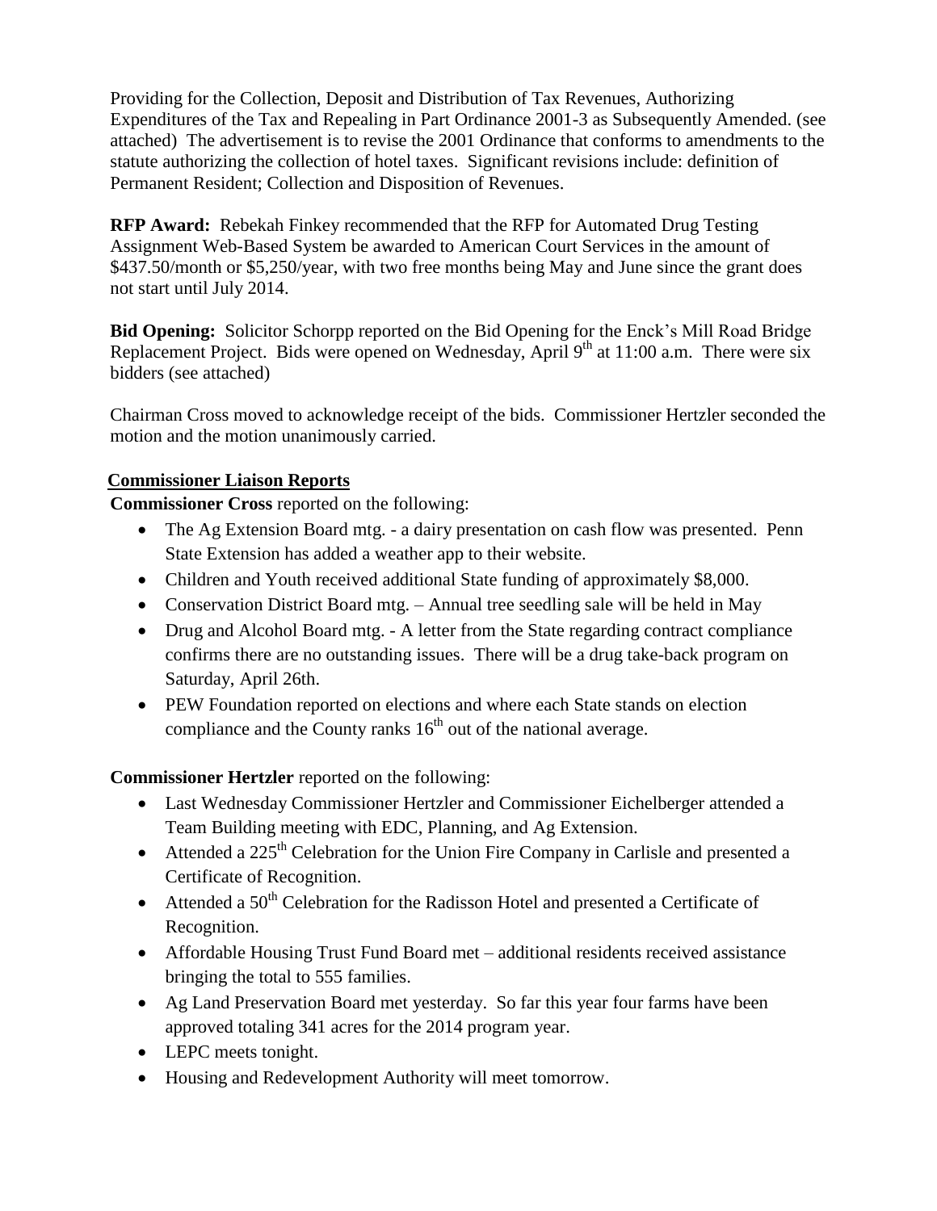Providing for the Collection, Deposit and Distribution of Tax Revenues, Authorizing Expenditures of the Tax and Repealing in Part Ordinance 2001-3 as Subsequently Amended. (see attached) The advertisement is to revise the 2001 Ordinance that conforms to amendments to the statute authorizing the collection of hotel taxes. Significant revisions include: definition of Permanent Resident; Collection and Disposition of Revenues.

**RFP Award:** Rebekah Finkey recommended that the RFP for Automated Drug Testing Assignment Web-Based System be awarded to American Court Services in the amount of $437.50/month or $5,250/year, with two free months being May and June since the grant does not start until July 2014.

**Bid Opening:** Solicitor Schorpp reported on the Bid Opening for the Enck's Mill Road Bridge Replacement Project. Bids were opened on Wednesday, April 9th at 11:00 a.m. There were six bidders (see attached)

Chairman Cross moved to acknowledge receipt of the bids. Commissioner Hertzler seconded the motion and the motion unanimously carried.

## Commissioner Liaison Reports

**Commissioner Cross** reported on the following:

- The Ag Extension Board mtg. - a dairy presentation on cash flow was presented. Penn State Extension has added a weather app to their website.
- Children and Youth received additional State funding of approximately $8,000.
- Conservation District Board mtg. – Annual tree seedling sale will be held in May
- Drug and Alcohol Board mtg. - A letter from the State regarding contract compliance confirms there are no outstanding issues. There will be a drug take-back program on Saturday, April 26th.
- PEW Foundation reported on elections and where each State stands on election compliance and the County ranks 16th out of the national average.

**Commissioner Hertzler** reported on the following:

- Last Wednesday Commissioner Hertzler and Commissioner Eichelberger attended a Team Building meeting with EDC, Planning, and Ag Extension.
- Attended a 225th Celebration for the Union Fire Company in Carlisle and presented a Certificate of Recognition.
- Attended a 50th Celebration for the Radisson Hotel and presented a Certificate of Recognition.
- Affordable Housing Trust Fund Board met – additional residents received assistance bringing the total to 555 families.
- Ag Land Preservation Board met yesterday. So far this year four farms have been approved totaling 341 acres for the 2014 program year.
- LEPC meets tonight.
- Housing and Redevelopment Authority will meet tomorrow.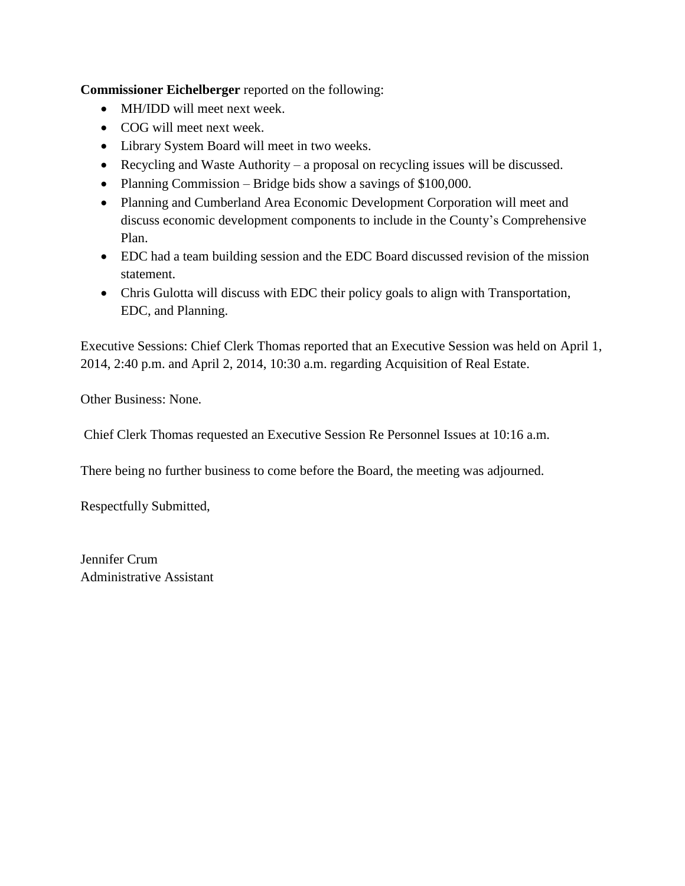**Commissioner Eichelberger** reported on the following:

- MH/IDD will meet next week.
- COG will meet next week.
- Library System Board will meet in two weeks.
- Recycling and Waste Authority – a proposal on recycling issues will be discussed.
- Planning Commission – Bridge bids show a savings of $100,000.
- Planning and Cumberland Area Economic Development Corporation will meet and discuss economic development components to include in the County's Comprehensive Plan.
- EDC had a team building session and the EDC Board discussed revision of the mission statement.
- Chris Gulotta will discuss with EDC their policy goals to align with Transportation, EDC, and Planning.

Executive Sessions: Chief Clerk Thomas reported that an Executive Session was held on April 1, 2014, 2:40 p.m. and April 2, 2014, 10:30 a.m. regarding Acquisition of Real Estate.

Other Business: None.

Chief Clerk Thomas requested an Executive Session Re Personnel Issues at 10:16 a.m.

There being no further business to come before the Board, the meeting was adjourned.

Respectfully Submitted,

Jennifer Crum
Administrative Assistant